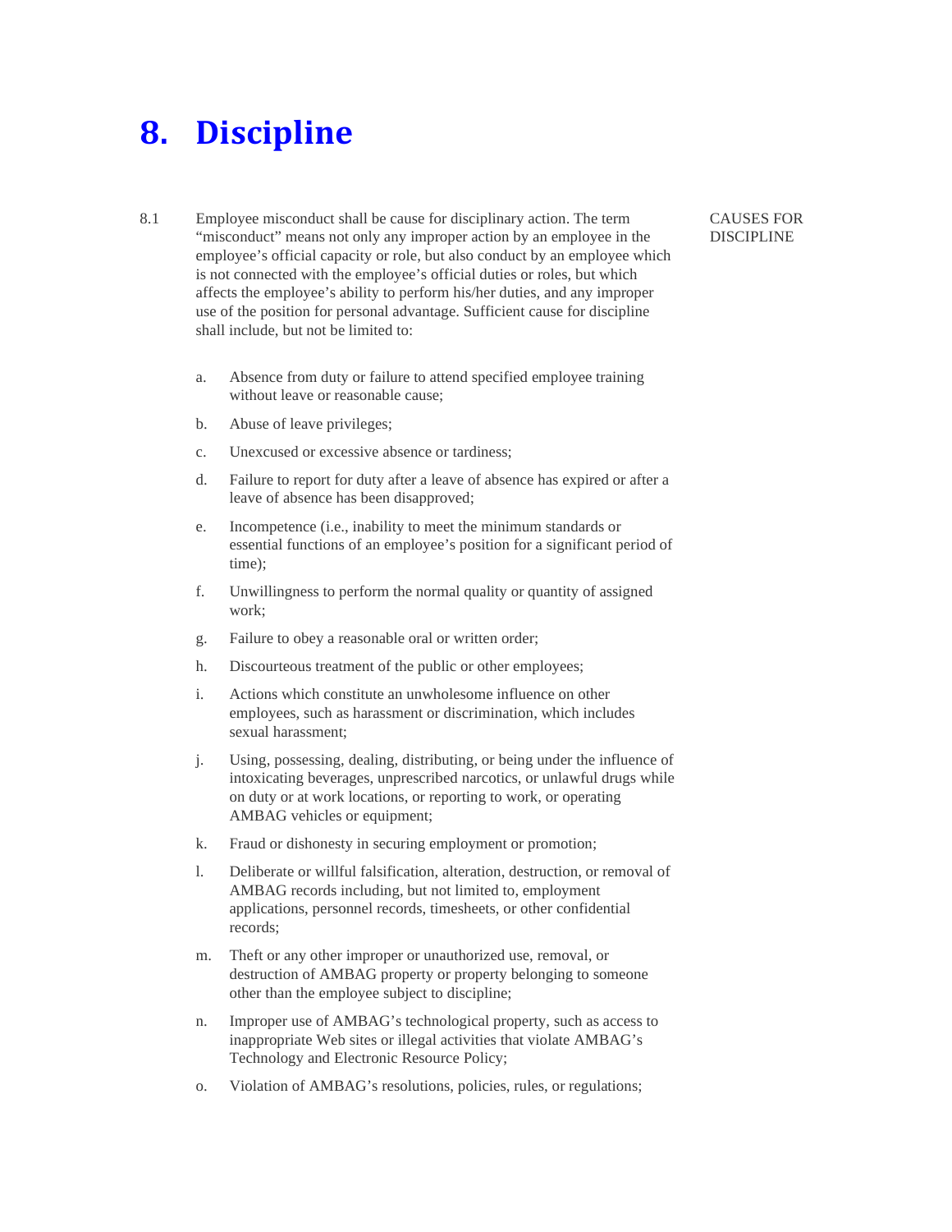# 8. Discipline

8.1 Employee misconduct shall be cause for disciplinary action. The term "misconduct" means not only any improper action by an employee in the employee's official capacity or role, but also conduct by an employee which is not connected with the employee's official duties or roles, but which affects the employee's ability to perform his/her duties, and any improper use of the position for personal advantage. Sufficient cause for discipline shall include, but not be limited to:

CAUSES FOR DISCIPLINE

a. Absence from duty or failure to attend specified employee training without leave or reasonable cause;

b. Abuse of leave privileges;

c. Unexcused or excessive absence or tardiness;

d. Failure to report for duty after a leave of absence has expired or after a leave of absence has been disapproved;

e. Incompetence (i.e., inability to meet the minimum standards or essential functions of an employee's position for a significant period of time);

f. Unwillingness to perform the normal quality or quantity of assigned work;

g. Failure to obey a reasonable oral or written order;

h. Discourteous treatment of the public or other employees;

i. Actions which constitute an unwholesome influence on other employees, such as harassment or discrimination, which includes sexual harassment;

j. Using, possessing, dealing, distributing, or being under the influence of intoxicating beverages, unprescribed narcotics, or unlawful drugs while on duty or at work locations, or reporting to work, or operating AMBAG vehicles or equipment;

k. Fraud or dishonesty in securing employment or promotion;

l. Deliberate or willful falsification, alteration, destruction, or removal of AMBAG records including, but not limited to, employment applications, personnel records, timesheets, or other confidential records;

m. Theft or any other improper or unauthorized use, removal, or destruction of AMBAG property or property belonging to someone other than the employee subject to discipline;

n. Improper use of AMBAG's technological property, such as access to inappropriate Web sites or illegal activities that violate AMBAG's Technology and Electronic Resource Policy;

o. Violation of AMBAG's resolutions, policies, rules, or regulations;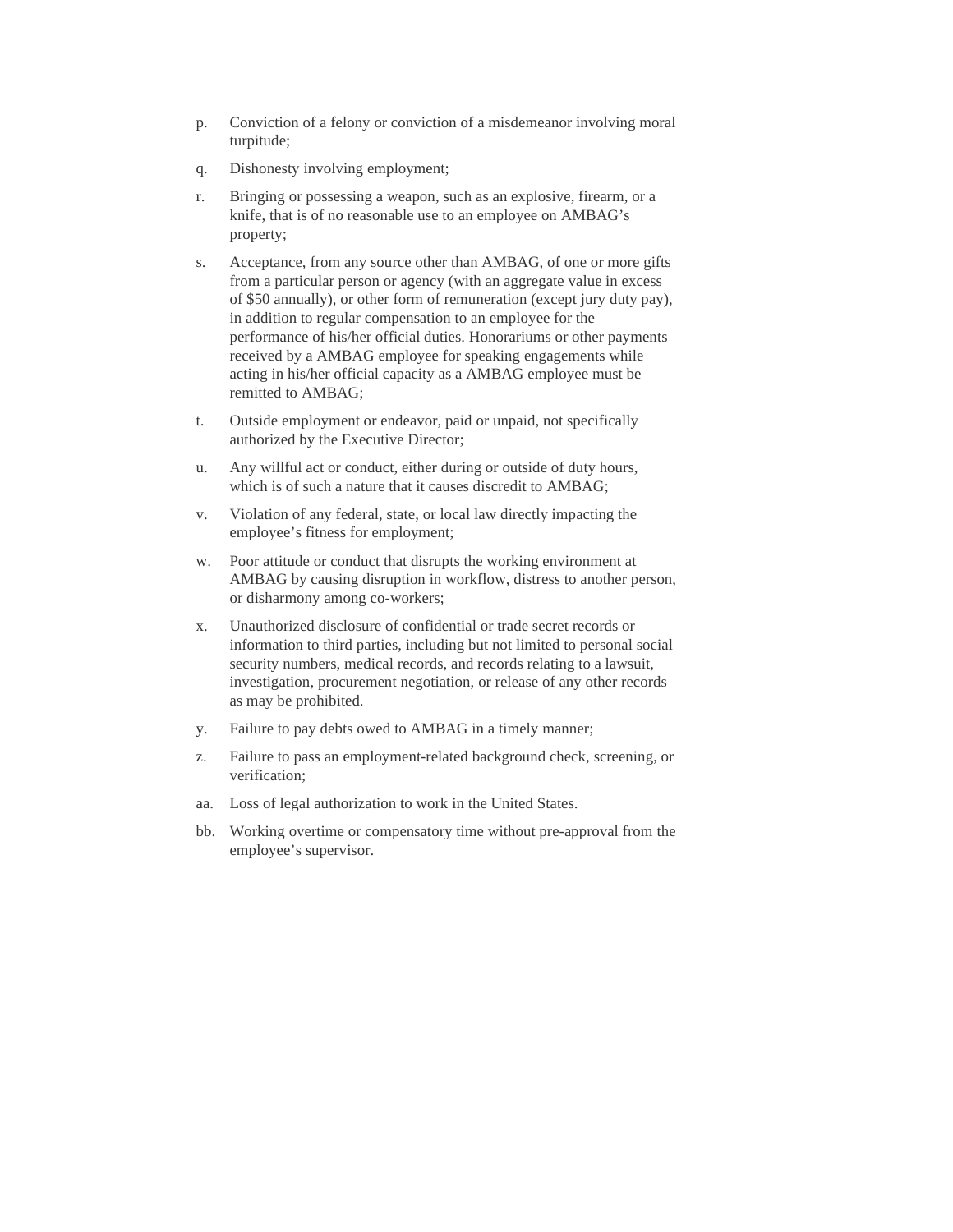p. Conviction of a felony or conviction of a misdemeanor involving moral turpitude;

q. Dishonesty involving employment;

r. Bringing or possessing a weapon, such as an explosive, firearm, or a knife, that is of no reasonable use to an employee on AMBAG's property;

s. Acceptance, from any source other than AMBAG, of one or more gifts from a particular person or agency (with an aggregate value in excess of $50 annually), or other form of remuneration (except jury duty pay), in addition to regular compensation to an employee for the performance of his/her official duties. Honorariums or other payments received by a AMBAG employee for speaking engagements while acting in his/her official capacity as a AMBAG employee must be remitted to AMBAG;

t. Outside employment or endeavor, paid or unpaid, not specifically authorized by the Executive Director;

u. Any willful act or conduct, either during or outside of duty hours, which is of such a nature that it causes discredit to AMBAG;

v. Violation of any federal, state, or local law directly impacting the employee's fitness for employment;

w. Poor attitude or conduct that disrupts the working environment at AMBAG by causing disruption in workflow, distress to another person, or disharmony among co-workers;

x. Unauthorized disclosure of confidential or trade secret records or information to third parties, including but not limited to personal social security numbers, medical records, and records relating to a lawsuit, investigation, procurement negotiation, or release of any other records as may be prohibited.

y. Failure to pay debts owed to AMBAG in a timely manner;

z. Failure to pass an employment-related background check, screening, or verification;

aa. Loss of legal authorization to work in the United States.

bb. Working overtime or compensatory time without pre-approval from the employee's supervisor.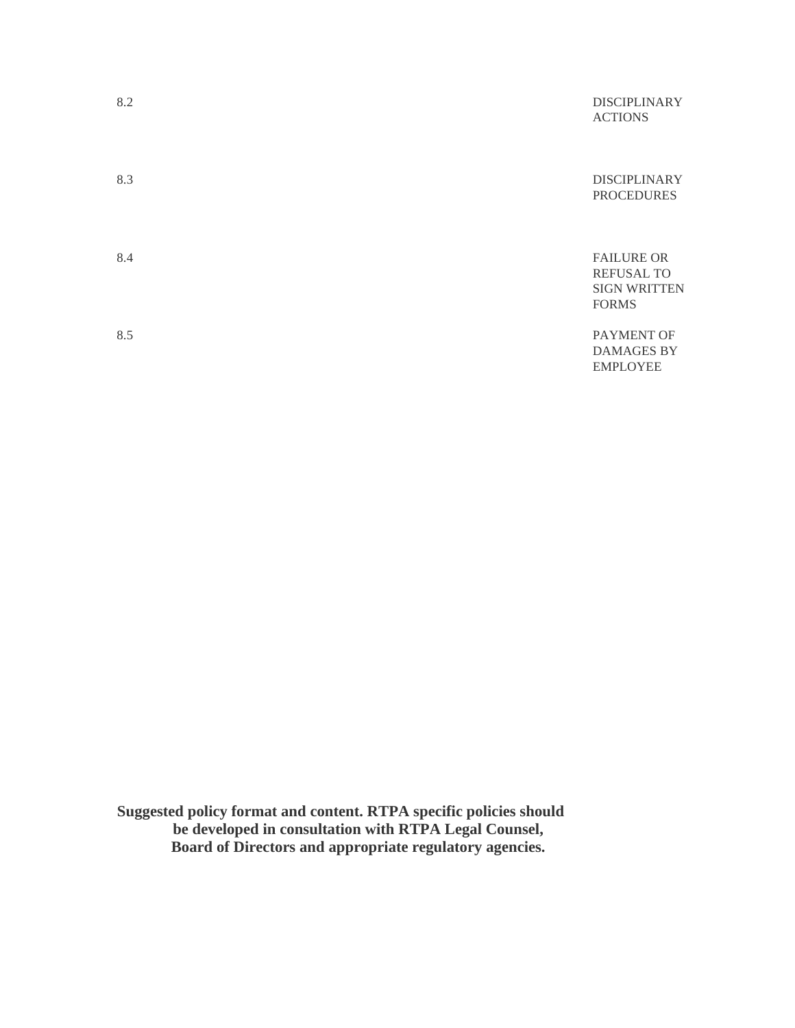| | |
|---|---|
| 8.2 | DISCIPLINARY ACTIONS |
| 8.3 | DISCIPLINARY PROCEDURES |
| 8.4 | FAILURE OR REFUSAL TO SIGN WRITTEN FORMS |
| 8.5 | PAYMENT OF DAMAGES BY EMPLOYEE |

**Suggested policy format and content. RTPA specific policies should be developed in consultation with RTPA Legal Counsel, Board of Directors and appropriate regulatory agencies.**